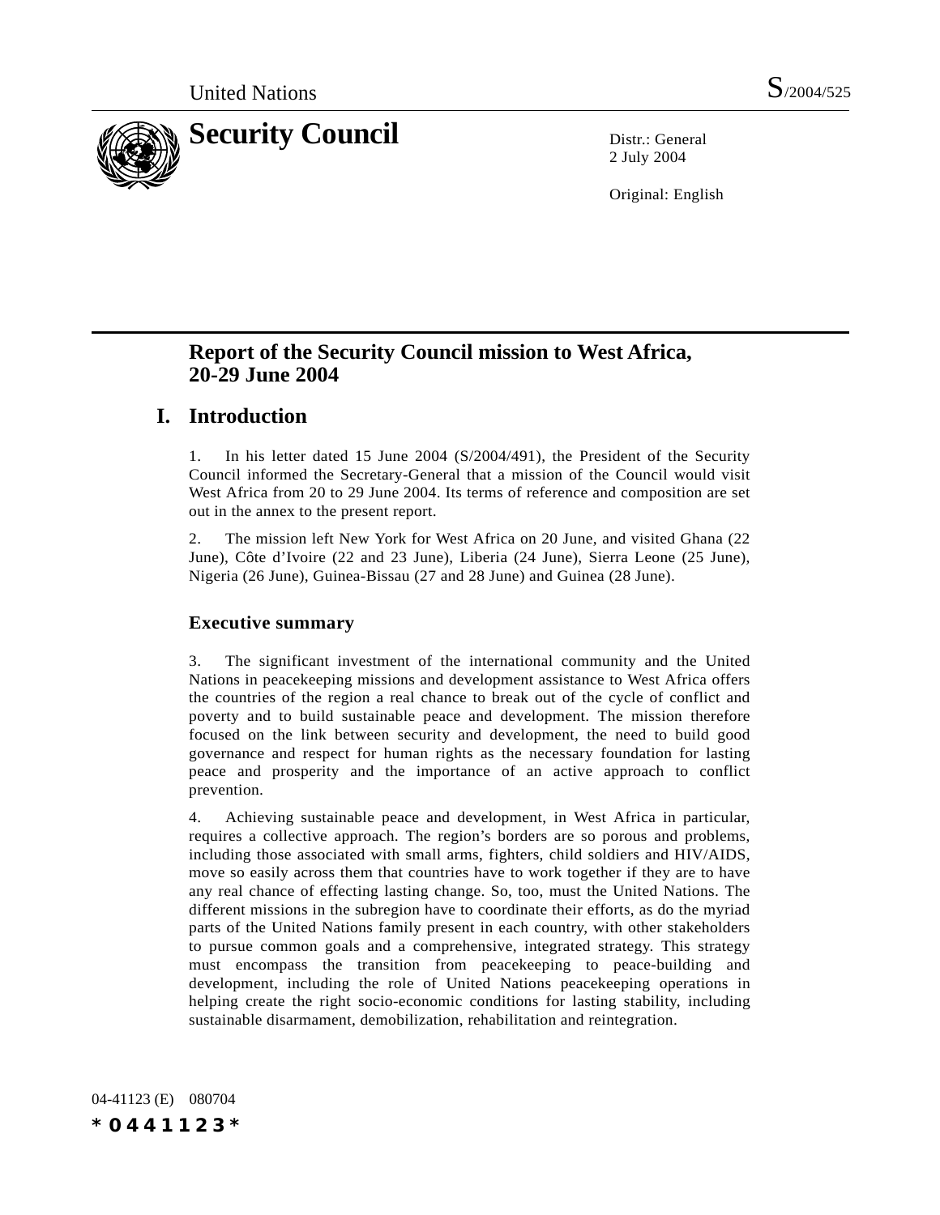United Nations S/2004/525

# Security Council

Distr.: General
2 July 2004

Original: English

## Report of the Security Council mission to West Africa, 20-29 June 2004

## I. Introduction

1. In his letter dated 15 June 2004 (S/2004/491), the President of the Security Council informed the Secretary-General that a mission of the Council would visit West Africa from 20 to 29 June 2004. Its terms of reference and composition are set out in the annex to the present report.

2. The mission left New York for West Africa on 20 June, and visited Ghana (22 June), Côte d'Ivoire (22 and 23 June), Liberia (24 June), Sierra Leone (25 June), Nigeria (26 June), Guinea-Bissau (27 and 28 June) and Guinea (28 June).

### Executive summary

3. The significant investment of the international community and the United Nations in peacekeeping missions and development assistance to West Africa offers the countries of the region a real chance to break out of the cycle of conflict and poverty and to build sustainable peace and development. The mission therefore focused on the link between security and development, the need to build good governance and respect for human rights as the necessary foundation for lasting peace and prosperity and the importance of an active approach to conflict prevention.

4. Achieving sustainable peace and development, in West Africa in particular, requires a collective approach. The region's borders are so porous and problems, including those associated with small arms, fighters, child soldiers and HIV/AIDS, move so easily across them that countries have to work together if they are to have any real chance of effecting lasting change. So, too, must the United Nations. The different missions in the subregion have to coordinate their efforts, as do the myriad parts of the United Nations family present in each country, with other stakeholders to pursue common goals and a comprehensive, integrated strategy. This strategy must encompass the transition from peacekeeping to peace-building and development, including the role of United Nations peacekeeping operations in helping create the right socio-economic conditions for lasting stability, including sustainable disarmament, demobilization, rehabilitation and reintegration.

04-41123 (E) 080704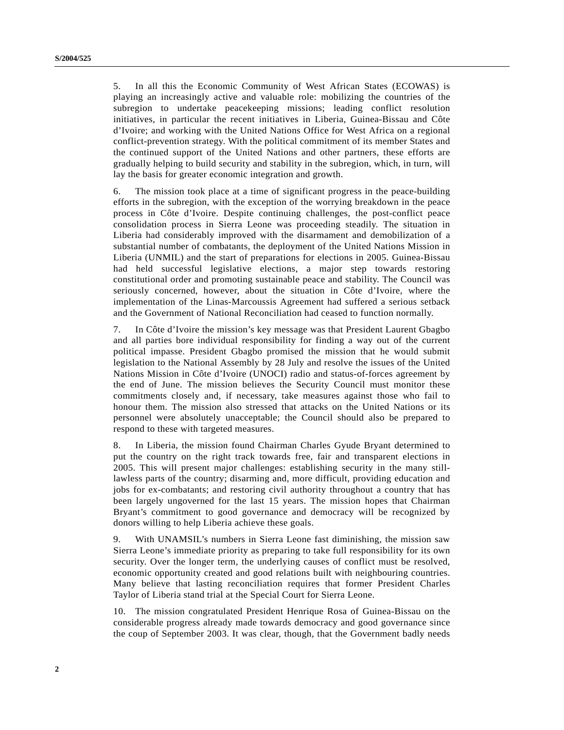5. In all this the Economic Community of West African States (ECOWAS) is playing an increasingly active and valuable role: mobilizing the countries of the subregion to undertake peacekeeping missions; leading conflict resolution initiatives, in particular the recent initiatives in Liberia, Guinea-Bissau and Côte d'Ivoire; and working with the United Nations Office for West Africa on a regional conflict-prevention strategy. With the political commitment of its member States and the continued support of the United Nations and other partners, these efforts are gradually helping to build security and stability in the subregion, which, in turn, will lay the basis for greater economic integration and growth.

6. The mission took place at a time of significant progress in the peace-building efforts in the subregion, with the exception of the worrying breakdown in the peace process in Côte d'Ivoire. Despite continuing challenges, the post-conflict peace consolidation process in Sierra Leone was proceeding steadily. The situation in Liberia had considerably improved with the disarmament and demobilization of a substantial number of combatants, the deployment of the United Nations Mission in Liberia (UNMIL) and the start of preparations for elections in 2005. Guinea-Bissau had held successful legislative elections, a major step towards restoring constitutional order and promoting sustainable peace and stability. The Council was seriously concerned, however, about the situation in Côte d'Ivoire, where the implementation of the Linas-Marcoussis Agreement had suffered a serious setback and the Government of National Reconciliation had ceased to function normally.

7. In Côte d'Ivoire the mission's key message was that President Laurent Gbagbo and all parties bore individual responsibility for finding a way out of the current political impasse. President Gbagbo promised the mission that he would submit legislation to the National Assembly by 28 July and resolve the issues of the United Nations Mission in Côte d'Ivoire (UNOCI) radio and status-of-forces agreement by the end of June. The mission believes the Security Council must monitor these commitments closely and, if necessary, take measures against those who fail to honour them. The mission also stressed that attacks on the United Nations or its personnel were absolutely unacceptable; the Council should also be prepared to respond to these with targeted measures.

8. In Liberia, the mission found Chairman Charles Gyude Bryant determined to put the country on the right track towards free, fair and transparent elections in 2005. This will present major challenges: establishing security in the many still-lawless parts of the country; disarming and, more difficult, providing education and jobs for ex-combatants; and restoring civil authority throughout a country that has been largely ungoverned for the last 15 years. The mission hopes that Chairman Bryant's commitment to good governance and democracy will be recognized by donors willing to help Liberia achieve these goals.

9. With UNAMSIL's numbers in Sierra Leone fast diminishing, the mission saw Sierra Leone's immediate priority as preparing to take full responsibility for its own security. Over the longer term, the underlying causes of conflict must be resolved, economic opportunity created and good relations built with neighbouring countries. Many believe that lasting reconciliation requires that former President Charles Taylor of Liberia stand trial at the Special Court for Sierra Leone.

10. The mission congratulated President Henrique Rosa of Guinea-Bissau on the considerable progress already made towards democracy and good governance since the coup of September 2003. It was clear, though, that the Government badly needs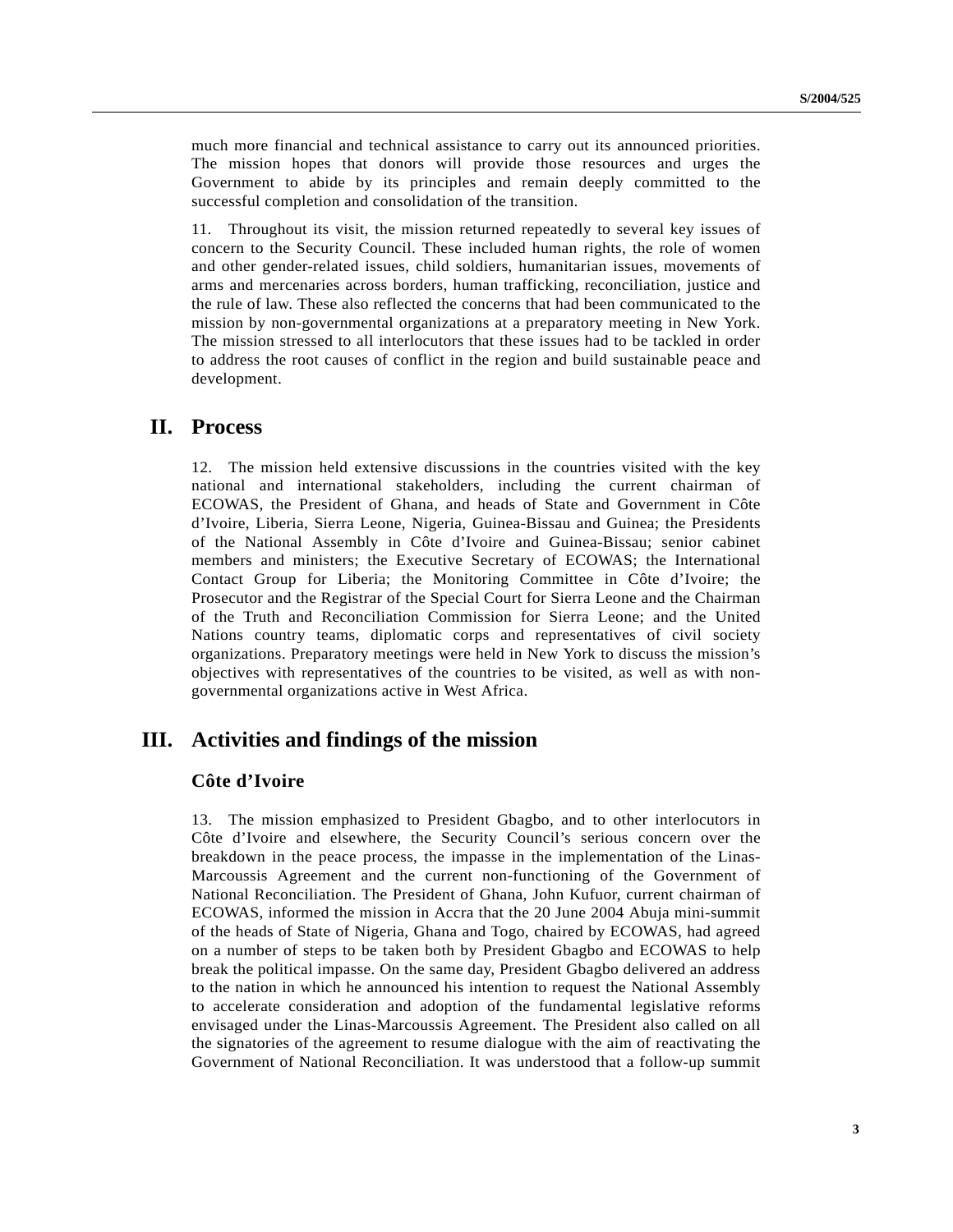much more financial and technical assistance to carry out its announced priorities. The mission hopes that donors will provide those resources and urges the Government to abide by its principles and remain deeply committed to the successful completion and consolidation of the transition.

11. Throughout its visit, the mission returned repeatedly to several key issues of concern to the Security Council. These included human rights, the role of women and other gender-related issues, child soldiers, humanitarian issues, movements of arms and mercenaries across borders, human trafficking, reconciliation, justice and the rule of law. These also reflected the concerns that had been communicated to the mission by non-governmental organizations at a preparatory meeting in New York. The mission stressed to all interlocutors that these issues had to be tackled in order to address the root causes of conflict in the region and build sustainable peace and development.

# II. Process

12. The mission held extensive discussions in the countries visited with the key national and international stakeholders, including the current chairman of ECOWAS, the President of Ghana, and heads of State and Government in Côte d'Ivoire, Liberia, Sierra Leone, Nigeria, Guinea-Bissau and Guinea; the Presidents of the National Assembly in Côte d'Ivoire and Guinea-Bissau; senior cabinet members and ministers; the Executive Secretary of ECOWAS; the International Contact Group for Liberia; the Monitoring Committee in Côte d'Ivoire; the Prosecutor and the Registrar of the Special Court for Sierra Leone and the Chairman of the Truth and Reconciliation Commission for Sierra Leone; and the United Nations country teams, diplomatic corps and representatives of civil society organizations. Preparatory meetings were held in New York to discuss the mission's objectives with representatives of the countries to be visited, as well as with non-governmental organizations active in West Africa.

# III. Activities and findings of the mission

## Côte d'Ivoire

13. The mission emphasized to President Gbagbo, and to other interlocutors in Côte d'Ivoire and elsewhere, the Security Council's serious concern over the breakdown in the peace process, the impasse in the implementation of the Linas-Marcoussis Agreement and the current non-functioning of the Government of National Reconciliation. The President of Ghana, John Kufuor, current chairman of ECOWAS, informed the mission in Accra that the 20 June 2004 Abuja mini-summit of the heads of State of Nigeria, Ghana and Togo, chaired by ECOWAS, had agreed on a number of steps to be taken both by President Gbagbo and ECOWAS to help break the political impasse. On the same day, President Gbagbo delivered an address to the nation in which he announced his intention to request the National Assembly to accelerate consideration and adoption of the fundamental legislative reforms envisaged under the Linas-Marcoussis Agreement. The President also called on all the signatories of the agreement to resume dialogue with the aim of reactivating the Government of National Reconciliation. It was understood that a follow-up summit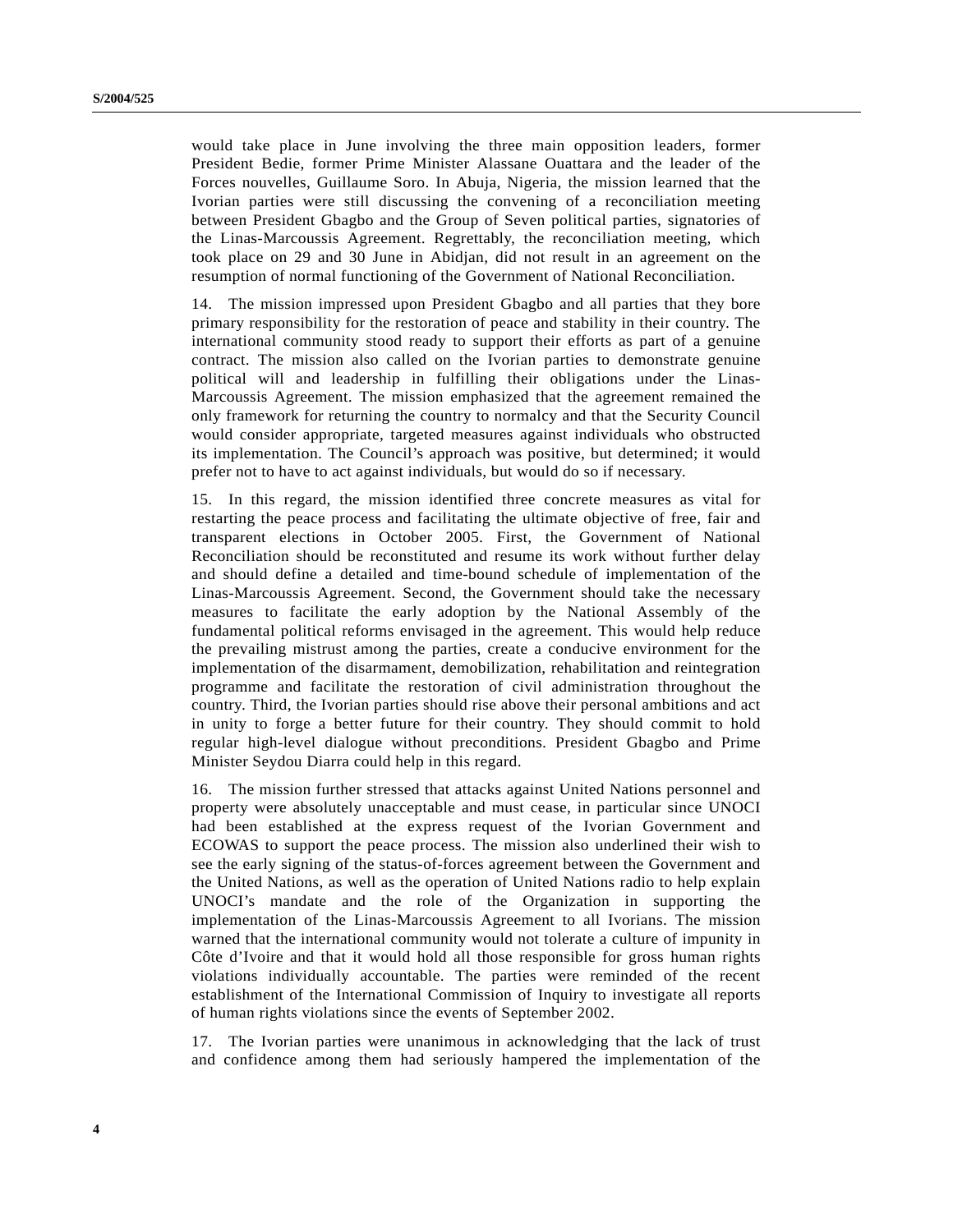would take place in June involving the three main opposition leaders, former President Bedie, former Prime Minister Alassane Ouattara and the leader of the Forces nouvelles, Guillaume Soro. In Abuja, Nigeria, the mission learned that the Ivorian parties were still discussing the convening of a reconciliation meeting between President Gbagbo and the Group of Seven political parties, signatories of the Linas-Marcoussis Agreement. Regrettably, the reconciliation meeting, which took place on 29 and 30 June in Abidjan, did not result in an agreement on the resumption of normal functioning of the Government of National Reconciliation.

14. The mission impressed upon President Gbagbo and all parties that they bore primary responsibility for the restoration of peace and stability in their country. The international community stood ready to support their efforts as part of a genuine contract. The mission also called on the Ivorian parties to demonstrate genuine political will and leadership in fulfilling their obligations under the Linas-Marcoussis Agreement. The mission emphasized that the agreement remained the only framework for returning the country to normalcy and that the Security Council would consider appropriate, targeted measures against individuals who obstructed its implementation. The Council's approach was positive, but determined; it would prefer not to have to act against individuals, but would do so if necessary.

15. In this regard, the mission identified three concrete measures as vital for restarting the peace process and facilitating the ultimate objective of free, fair and transparent elections in October 2005. First, the Government of National Reconciliation should be reconstituted and resume its work without further delay and should define a detailed and time-bound schedule of implementation of the Linas-Marcoussis Agreement. Second, the Government should take the necessary measures to facilitate the early adoption by the National Assembly of the fundamental political reforms envisaged in the agreement. This would help reduce the prevailing mistrust among the parties, create a conducive environment for the implementation of the disarmament, demobilization, rehabilitation and reintegration programme and facilitate the restoration of civil administration throughout the country. Third, the Ivorian parties should rise above their personal ambitions and act in unity to forge a better future for their country. They should commit to hold regular high-level dialogue without preconditions. President Gbagbo and Prime Minister Seydou Diarra could help in this regard.

16. The mission further stressed that attacks against United Nations personnel and property were absolutely unacceptable and must cease, in particular since UNOCI had been established at the express request of the Ivorian Government and ECOWAS to support the peace process. The mission also underlined their wish to see the early signing of the status-of-forces agreement between the Government and the United Nations, as well as the operation of United Nations radio to help explain UNOCI's mandate and the role of the Organization in supporting the implementation of the Linas-Marcoussis Agreement to all Ivorians. The mission warned that the international community would not tolerate a culture of impunity in Côte d'Ivoire and that it would hold all those responsible for gross human rights violations individually accountable. The parties were reminded of the recent establishment of the International Commission of Inquiry to investigate all reports of human rights violations since the events of September 2002.

17. The Ivorian parties were unanimous in acknowledging that the lack of trust and confidence among them had seriously hampered the implementation of the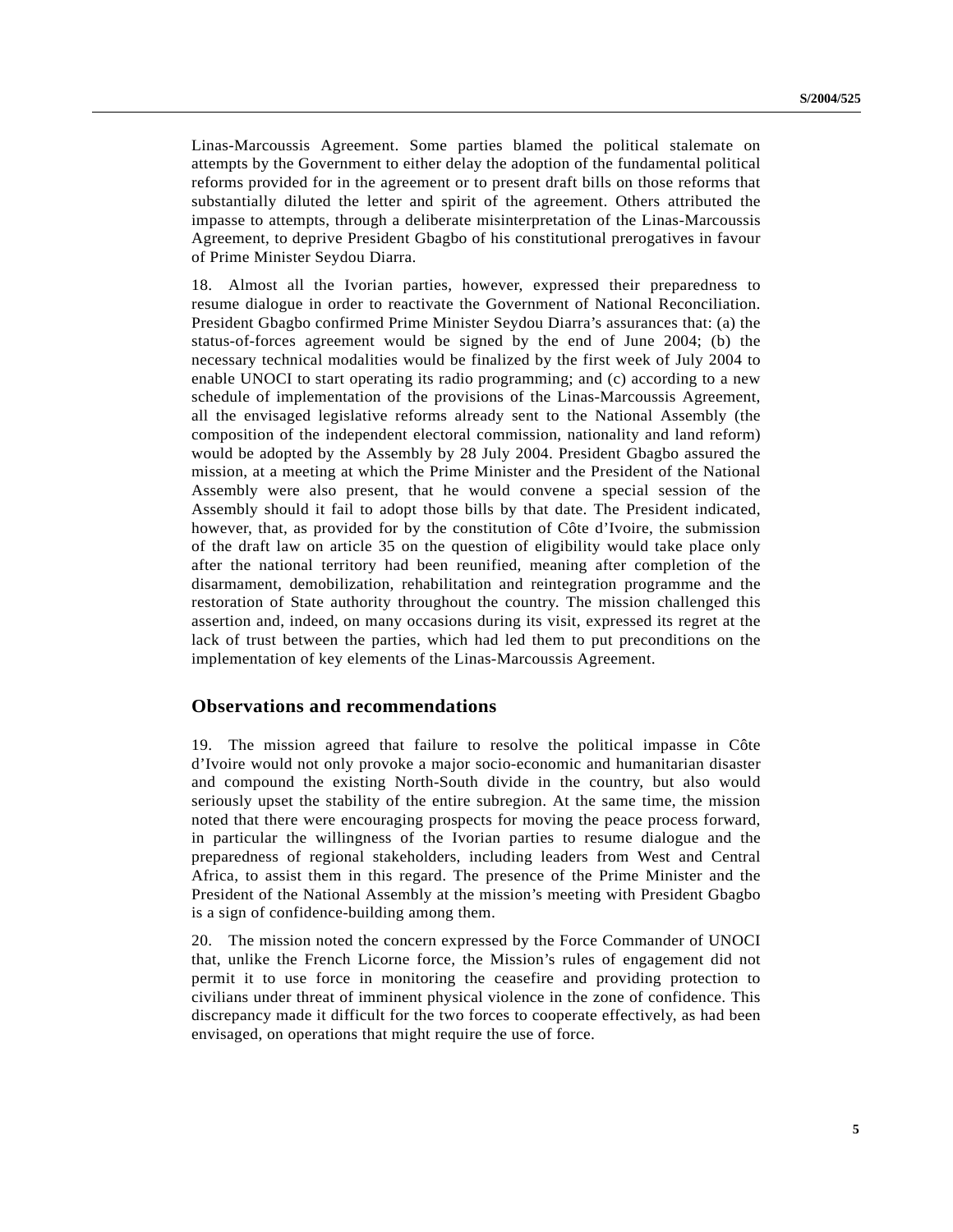Linas-Marcoussis Agreement. Some parties blamed the political stalemate on attempts by the Government to either delay the adoption of the fundamental political reforms provided for in the agreement or to present draft bills on those reforms that substantially diluted the letter and spirit of the agreement. Others attributed the impasse to attempts, through a deliberate misinterpretation of the Linas-Marcoussis Agreement, to deprive President Gbagbo of his constitutional prerogatives in favour of Prime Minister Seydou Diarra.

18. Almost all the Ivorian parties, however, expressed their preparedness to resume dialogue in order to reactivate the Government of National Reconciliation. President Gbagbo confirmed Prime Minister Seydou Diarra's assurances that: (a) the status-of-forces agreement would be signed by the end of June 2004; (b) the necessary technical modalities would be finalized by the first week of July 2004 to enable UNOCI to start operating its radio programming; and (c) according to a new schedule of implementation of the provisions of the Linas-Marcoussis Agreement, all the envisaged legislative reforms already sent to the National Assembly (the composition of the independent electoral commission, nationality and land reform) would be adopted by the Assembly by 28 July 2004. President Gbagbo assured the mission, at a meeting at which the Prime Minister and the President of the National Assembly were also present, that he would convene a special session of the Assembly should it fail to adopt those bills by that date. The President indicated, however, that, as provided for by the constitution of Côte d'Ivoire, the submission of the draft law on article 35 on the question of eligibility would take place only after the national territory had been reunified, meaning after completion of the disarmament, demobilization, rehabilitation and reintegration programme and the restoration of State authority throughout the country. The mission challenged this assertion and, indeed, on many occasions during its visit, expressed its regret at the lack of trust between the parties, which had led them to put preconditions on the implementation of key elements of the Linas-Marcoussis Agreement.

## Observations and recommendations

19. The mission agreed that failure to resolve the political impasse in Côte d'Ivoire would not only provoke a major socio-economic and humanitarian disaster and compound the existing North-South divide in the country, but also would seriously upset the stability of the entire subregion. At the same time, the mission noted that there were encouraging prospects for moving the peace process forward, in particular the willingness of the Ivorian parties to resume dialogue and the preparedness of regional stakeholders, including leaders from West and Central Africa, to assist them in this regard. The presence of the Prime Minister and the President of the National Assembly at the mission's meeting with President Gbagbo is a sign of confidence-building among them.

20. The mission noted the concern expressed by the Force Commander of UNOCI that, unlike the French Licorne force, the Mission's rules of engagement did not permit it to use force in monitoring the ceasefire and providing protection to civilians under threat of imminent physical violence in the zone of confidence. This discrepancy made it difficult for the two forces to cooperate effectively, as had been envisaged, on operations that might require the use of force.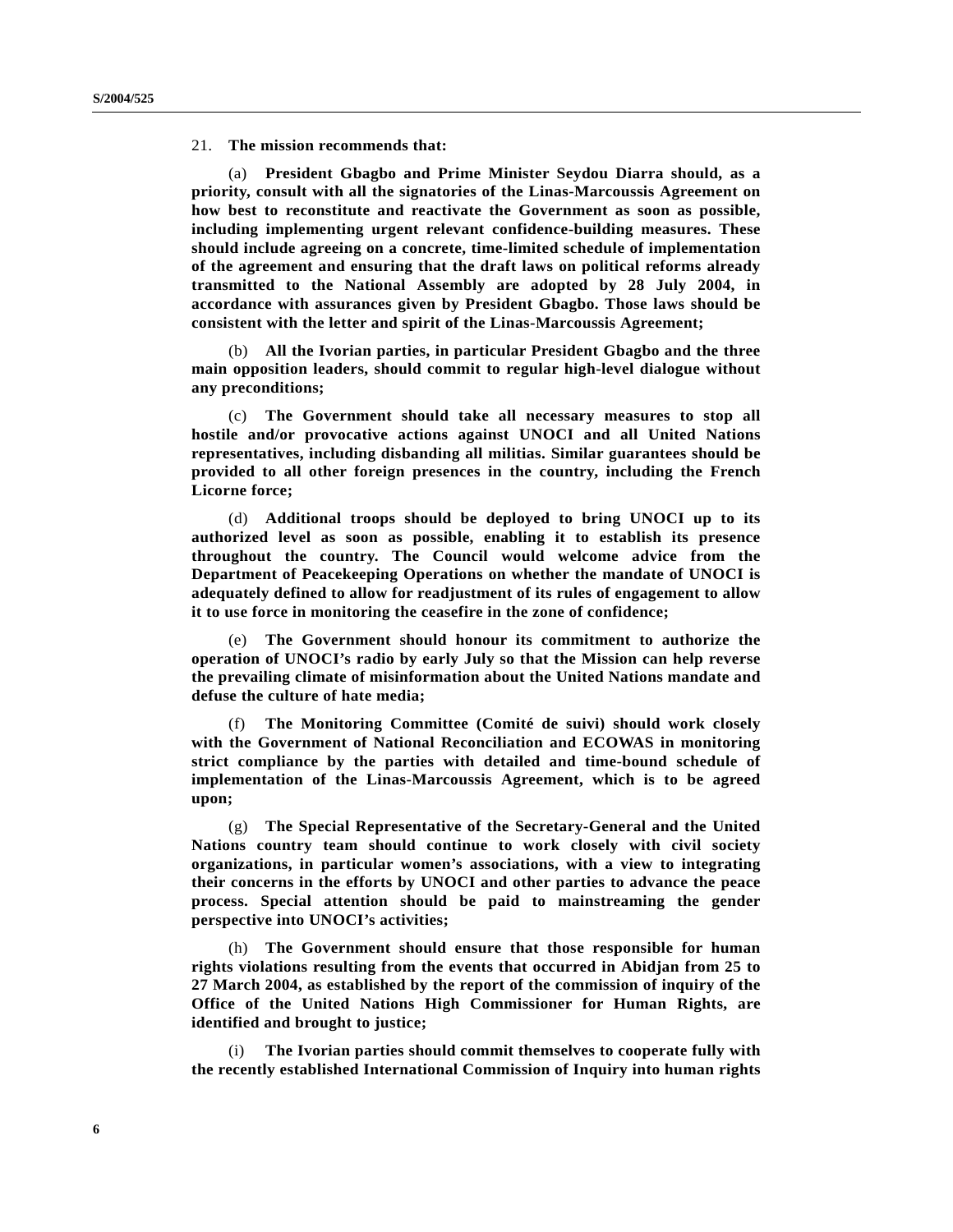21. **The mission recommends that:**

(a) **President Gbagbo and Prime Minister Seydou Diarra should, as a priority, consult with all the signatories of the Linas-Marcoussis Agreement on how best to reconstitute and reactivate the Government as soon as possible, including implementing urgent relevant confidence-building measures. These should include agreeing on a concrete, time-limited schedule of implementation of the agreement and ensuring that the draft laws on political reforms already transmitted to the National Assembly are adopted by 28 July 2004, in accordance with assurances given by President Gbagbo. Those laws should be consistent with the letter and spirit of the Linas-Marcoussis Agreement;**

(b) **All the Ivorian parties, in particular President Gbagbo and the three main opposition leaders, should commit to regular high-level dialogue without any preconditions;**

(c) **The Government should take all necessary measures to stop all hostile and/or provocative actions against UNOCI and all United Nations representatives, including disbanding all militias. Similar guarantees should be provided to all other foreign presences in the country, including the French Licorne force;**

(d) **Additional troops should be deployed to bring UNOCI up to its authorized level as soon as possible, enabling it to establish its presence throughout the country. The Council would welcome advice from the Department of Peacekeeping Operations on whether the mandate of UNOCI is adequately defined to allow for readjustment of its rules of engagement to allow it to use force in monitoring the ceasefire in the zone of confidence;**

(e) **The Government should honour its commitment to authorize the operation of UNOCI's radio by early July so that the Mission can help reverse the prevailing climate of misinformation about the United Nations mandate and defuse the culture of hate media;**

(f) **The Monitoring Committee (Comité de suivi) should work closely with the Government of National Reconciliation and ECOWAS in monitoring strict compliance by the parties with detailed and time-bound schedule of implementation of the Linas-Marcoussis Agreement, which is to be agreed upon;**

(g) **The Special Representative of the Secretary-General and the United Nations country team should continue to work closely with civil society organizations, in particular women's associations, with a view to integrating their concerns in the efforts by UNOCI and other parties to advance the peace process. Special attention should be paid to mainstreaming the gender perspective into UNOCI's activities;**

(h) **The Government should ensure that those responsible for human rights violations resulting from the events that occurred in Abidjan from 25 to 27 March 2004, as established by the report of the commission of inquiry of the Office of the United Nations High Commissioner for Human Rights, are identified and brought to justice;**

(i) **The Ivorian parties should commit themselves to cooperate fully with the recently established International Commission of Inquiry into human rights**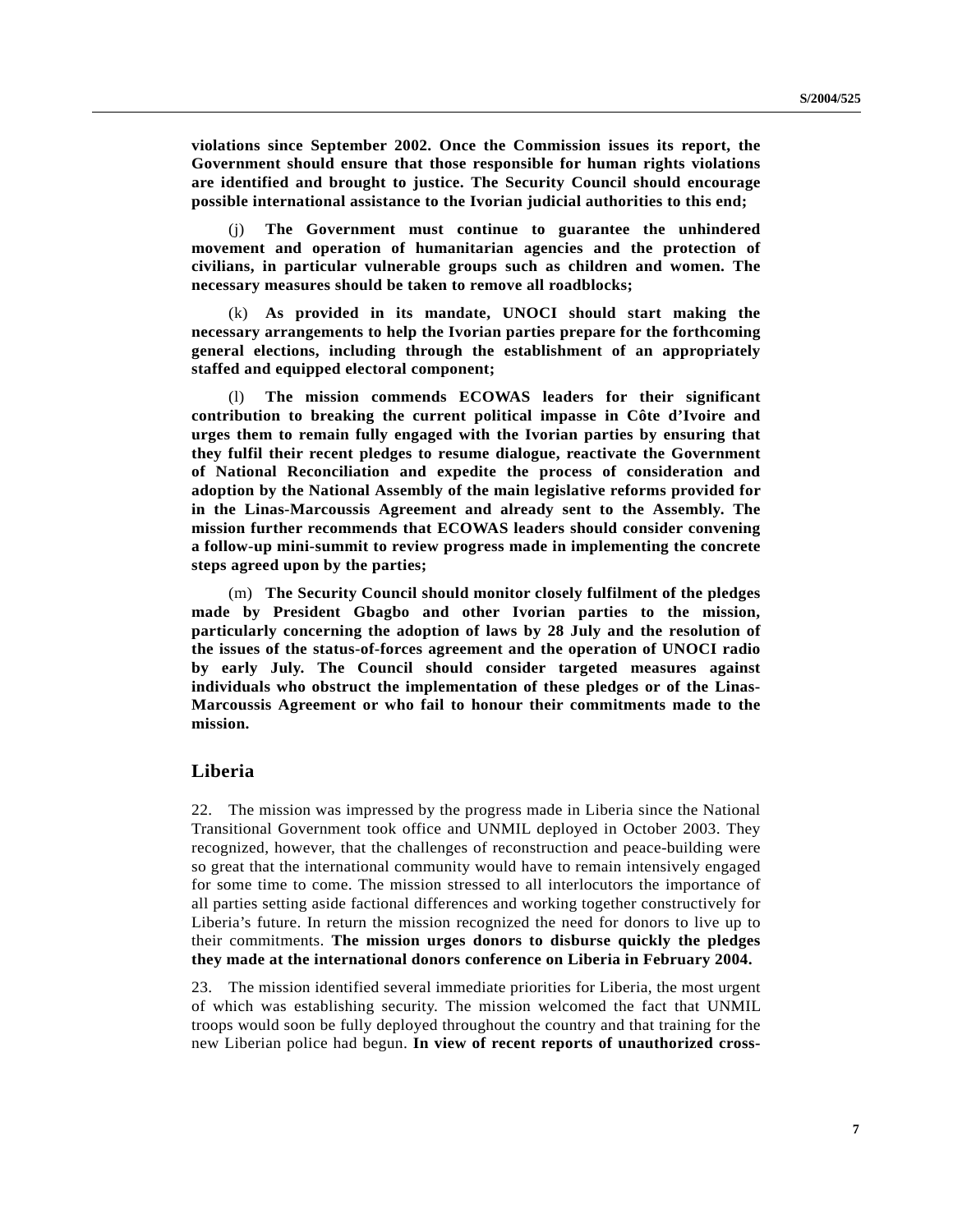**violations since September 2002. Once the Commission issues its report, the Government should ensure that those responsible for human rights violations are identified and brought to justice. The Security Council should encourage possible international assistance to the Ivorian judicial authorities to this end;**

(j) **The Government must continue to guarantee the unhindered movement and operation of humanitarian agencies and the protection of civilians, in particular vulnerable groups such as children and women. The necessary measures should be taken to remove all roadblocks;**

(k) **As provided in its mandate, UNOCI should start making the necessary arrangements to help the Ivorian parties prepare for the forthcoming general elections, including through the establishment of an appropriately staffed and equipped electoral component;**

(l) **The mission commends ECOWAS leaders for their significant contribution to breaking the current political impasse in Côte d'Ivoire and urges them to remain fully engaged with the Ivorian parties by ensuring that they fulfil their recent pledges to resume dialogue, reactivate the Government of National Reconciliation and expedite the process of consideration and adoption by the National Assembly of the main legislative reforms provided for in the Linas-Marcoussis Agreement and already sent to the Assembly. The mission further recommends that ECOWAS leaders should consider convening a follow-up mini-summit to review progress made in implementing the concrete steps agreed upon by the parties;**

(m) **The Security Council should monitor closely fulfilment of the pledges made by President Gbagbo and other Ivorian parties to the mission, particularly concerning the adoption of laws by 28 July and the resolution of the issues of the status-of-forces agreement and the operation of UNOCI radio by early July. The Council should consider targeted measures against individuals who obstruct the implementation of these pledges or of the Linas-Marcoussis Agreement or who fail to honour their commitments made to the mission.**

## Liberia

22. The mission was impressed by the progress made in Liberia since the National Transitional Government took office and UNMIL deployed in October 2003. They recognized, however, that the challenges of reconstruction and peace-building were so great that the international community would have to remain intensively engaged for some time to come. The mission stressed to all interlocutors the importance of all parties setting aside factional differences and working together constructively for Liberia's future. In return the mission recognized the need for donors to live up to their commitments. **The mission urges donors to disburse quickly the pledges they made at the international donors conference on Liberia in February 2004.**

23. The mission identified several immediate priorities for Liberia, the most urgent of which was establishing security. The mission welcomed the fact that UNMIL troops would soon be fully deployed throughout the country and that training for the new Liberian police had begun. **In view of recent reports of unauthorized cross-**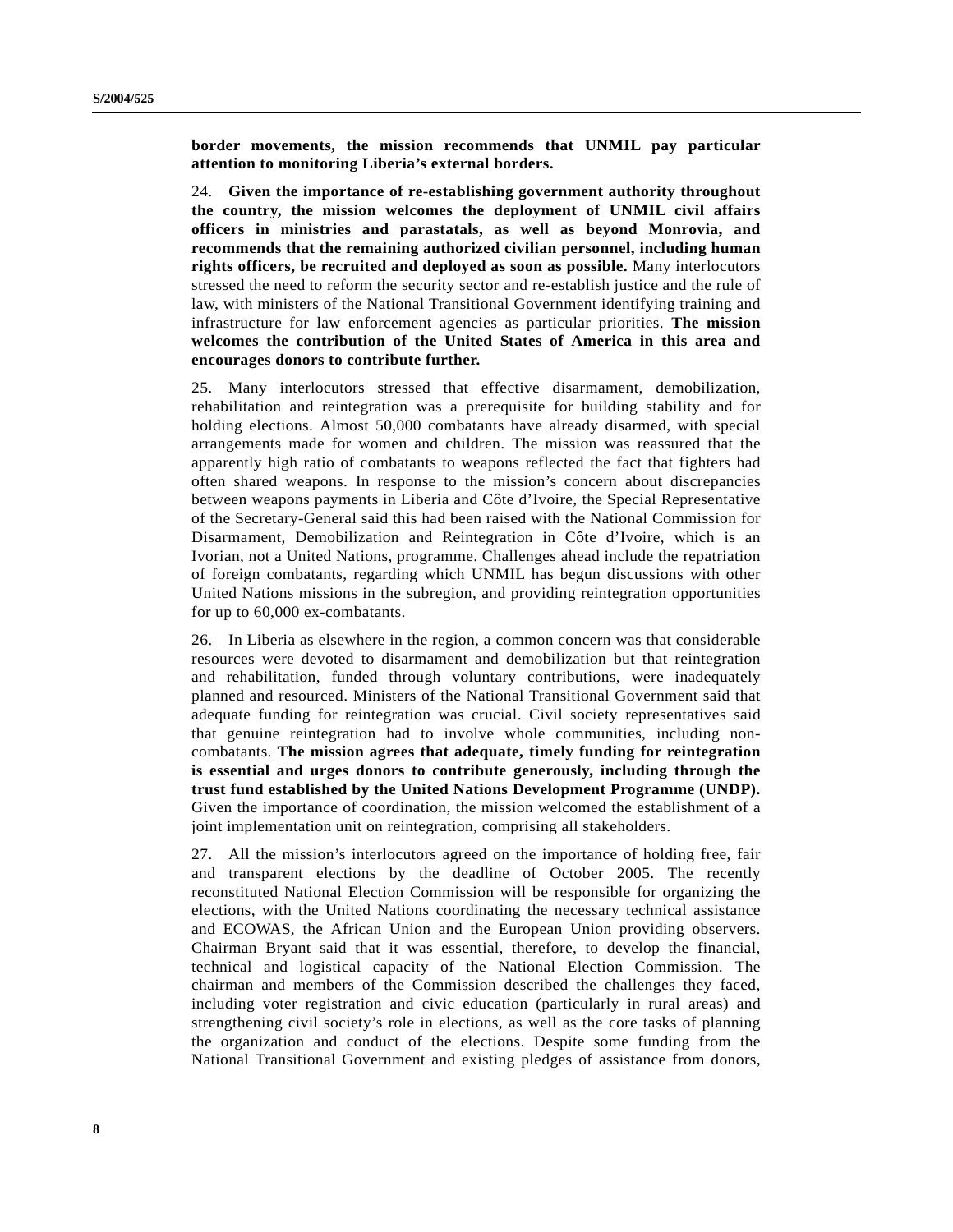**border movements, the mission recommends that UNMIL pay particular attention to monitoring Liberia's external borders.**

24. **Given the importance of re-establishing government authority throughout the country, the mission welcomes the deployment of UNMIL civil affairs officers in ministries and parastatals, as well as beyond Monrovia, and recommends that the remaining authorized civilian personnel, including human rights officers, be recruited and deployed as soon as possible.** Many interlocutors stressed the need to reform the security sector and re-establish justice and the rule of law, with ministers of the National Transitional Government identifying training and infrastructure for law enforcement agencies as particular priorities. **The mission welcomes the contribution of the United States of America in this area and encourages donors to contribute further.**

25. Many interlocutors stressed that effective disarmament, demobilization, rehabilitation and reintegration was a prerequisite for building stability and for holding elections. Almost 50,000 combatants have already disarmed, with special arrangements made for women and children. The mission was reassured that the apparently high ratio of combatants to weapons reflected the fact that fighters had often shared weapons. In response to the mission's concern about discrepancies between weapons payments in Liberia and Côte d'Ivoire, the Special Representative of the Secretary-General said this had been raised with the National Commission for Disarmament, Demobilization and Reintegration in Côte d'Ivoire, which is an Ivorian, not a United Nations, programme. Challenges ahead include the repatriation of foreign combatants, regarding which UNMIL has begun discussions with other United Nations missions in the subregion, and providing reintegration opportunities for up to 60,000 ex-combatants.

26. In Liberia as elsewhere in the region, a common concern was that considerable resources were devoted to disarmament and demobilization but that reintegration and rehabilitation, funded through voluntary contributions, were inadequately planned and resourced. Ministers of the National Transitional Government said that adequate funding for reintegration was crucial. Civil society representatives said that genuine reintegration had to involve whole communities, including non-combatants. **The mission agrees that adequate, timely funding for reintegration is essential and urges donors to contribute generously, including through the trust fund established by the United Nations Development Programme (UNDP).** Given the importance of coordination, the mission welcomed the establishment of a joint implementation unit on reintegration, comprising all stakeholders.

27. All the mission's interlocutors agreed on the importance of holding free, fair and transparent elections by the deadline of October 2005. The recently reconstituted National Election Commission will be responsible for organizing the elections, with the United Nations coordinating the necessary technical assistance and ECOWAS, the African Union and the European Union providing observers. Chairman Bryant said that it was essential, therefore, to develop the financial, technical and logistical capacity of the National Election Commission. The chairman and members of the Commission described the challenges they faced, including voter registration and civic education (particularly in rural areas) and strengthening civil society's role in elections, as well as the core tasks of planning the organization and conduct of the elections. Despite some funding from the National Transitional Government and existing pledges of assistance from donors,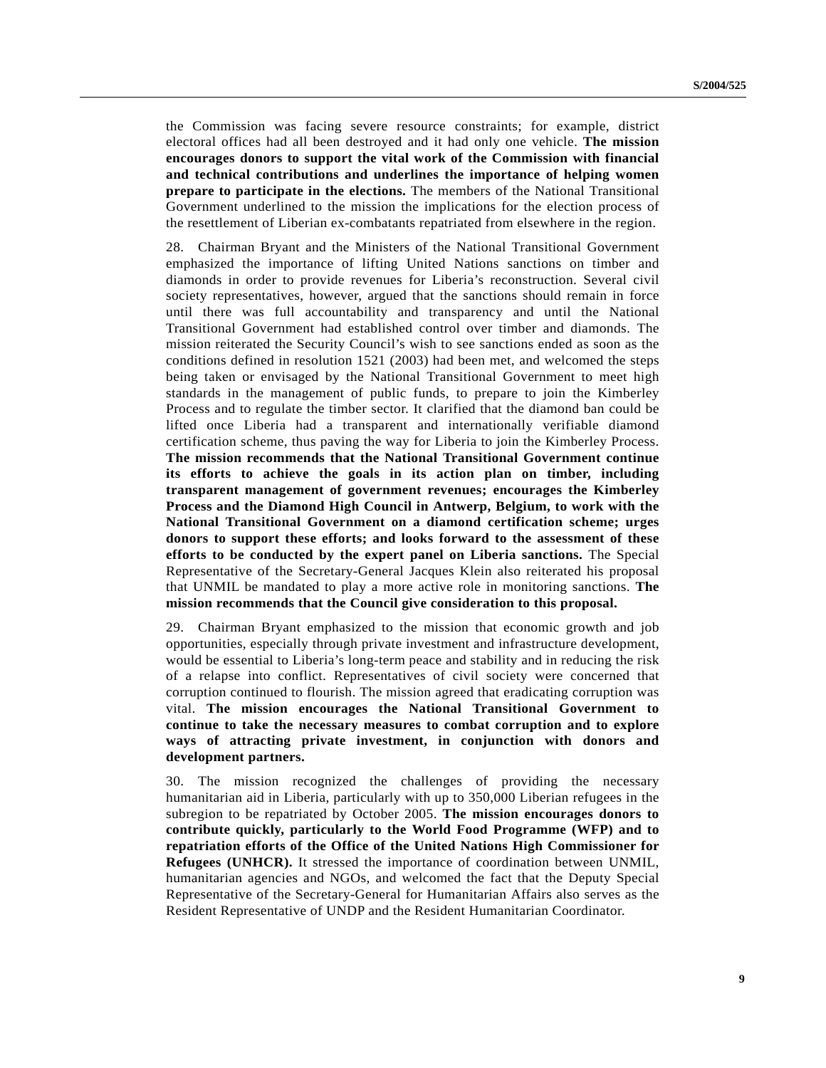the Commission was facing severe resource constraints; for example, district electoral offices had all been destroyed and it had only one vehicle. **The mission encourages donors to support the vital work of the Commission with financial and technical contributions and underlines the importance of helping women prepare to participate in the elections.** The members of the National Transitional Government underlined to the mission the implications for the election process of the resettlement of Liberian ex-combatants repatriated from elsewhere in the region.

28. Chairman Bryant and the Ministers of the National Transitional Government emphasized the importance of lifting United Nations sanctions on timber and diamonds in order to provide revenues for Liberia's reconstruction. Several civil society representatives, however, argued that the sanctions should remain in force until there was full accountability and transparency and until the National Transitional Government had established control over timber and diamonds. The mission reiterated the Security Council's wish to see sanctions ended as soon as the conditions defined in resolution 1521 (2003) had been met, and welcomed the steps being taken or envisaged by the National Transitional Government to meet high standards in the management of public funds, to prepare to join the Kimberley Process and to regulate the timber sector. It clarified that the diamond ban could be lifted once Liberia had a transparent and internationally verifiable diamond certification scheme, thus paving the way for Liberia to join the Kimberley Process. **The mission recommends that the National Transitional Government continue its efforts to achieve the goals in its action plan on timber, including transparent management of government revenues; encourages the Kimberley Process and the Diamond High Council in Antwerp, Belgium, to work with the National Transitional Government on a diamond certification scheme; urges donors to support these efforts; and looks forward to the assessment of these efforts to be conducted by the expert panel on Liberia sanctions.** The Special Representative of the Secretary-General Jacques Klein also reiterated his proposal that UNMIL be mandated to play a more active role in monitoring sanctions. **The mission recommends that the Council give consideration to this proposal.**

29. Chairman Bryant emphasized to the mission that economic growth and job opportunities, especially through private investment and infrastructure development, would be essential to Liberia's long-term peace and stability and in reducing the risk of a relapse into conflict. Representatives of civil society were concerned that corruption continued to flourish. The mission agreed that eradicating corruption was vital. **The mission encourages the National Transitional Government to continue to take the necessary measures to combat corruption and to explore ways of attracting private investment, in conjunction with donors and development partners.**

30. The mission recognized the challenges of providing the necessary humanitarian aid in Liberia, particularly with up to 350,000 Liberian refugees in the subregion to be repatriated by October 2005. **The mission encourages donors to contribute quickly, particularly to the World Food Programme (WFP) and to repatriation efforts of the Office of the United Nations High Commissioner for Refugees (UNHCR).** It stressed the importance of coordination between UNMIL, humanitarian agencies and NGOs, and welcomed the fact that the Deputy Special Representative of the Secretary-General for Humanitarian Affairs also serves as the Resident Representative of UNDP and the Resident Humanitarian Coordinator.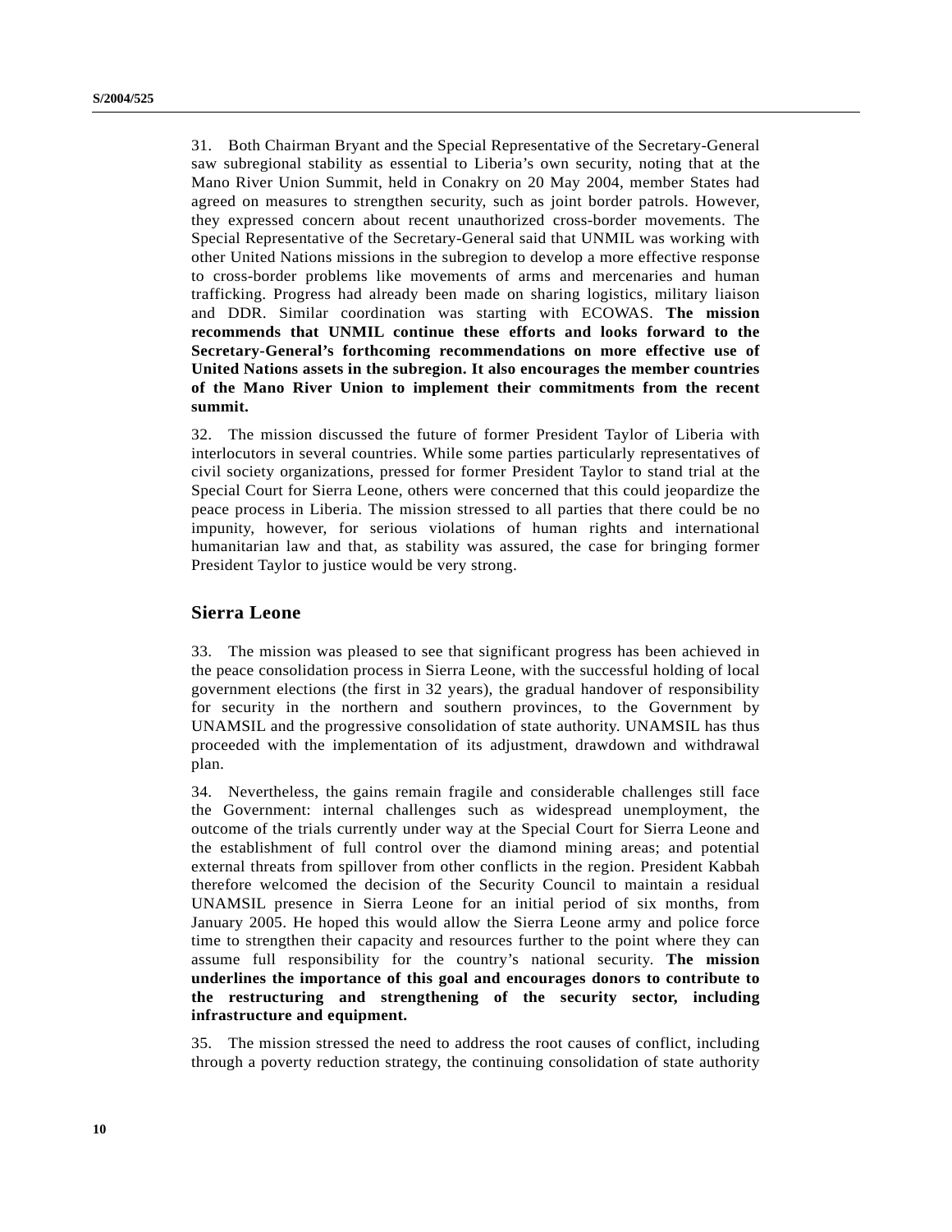31. Both Chairman Bryant and the Special Representative of the Secretary-General saw subregional stability as essential to Liberia's own security, noting that at the Mano River Union Summit, held in Conakry on 20 May 2004, member States had agreed on measures to strengthen security, such as joint border patrols. However, they expressed concern about recent unauthorized cross-border movements. The Special Representative of the Secretary-General said that UNMIL was working with other United Nations missions in the subregion to develop a more effective response to cross-border problems like movements of arms and mercenaries and human trafficking. Progress had already been made on sharing logistics, military liaison and DDR. Similar coordination was starting with ECOWAS. **The mission recommends that UNMIL continue these efforts and looks forward to the Secretary-General's forthcoming recommendations on more effective use of United Nations assets in the subregion. It also encourages the member countries of the Mano River Union to implement their commitments from the recent summit.**

32. The mission discussed the future of former President Taylor of Liberia with interlocutors in several countries. While some parties particularly representatives of civil society organizations, pressed for former President Taylor to stand trial at the Special Court for Sierra Leone, others were concerned that this could jeopardize the peace process in Liberia. The mission stressed to all parties that there could be no impunity, however, for serious violations of human rights and international humanitarian law and that, as stability was assured, the case for bringing former President Taylor to justice would be very strong.

## Sierra Leone

33. The mission was pleased to see that significant progress has been achieved in the peace consolidation process in Sierra Leone, with the successful holding of local government elections (the first in 32 years), the gradual handover of responsibility for security in the northern and southern provinces, to the Government by UNAMSIL and the progressive consolidation of state authority. UNAMSIL has thus proceeded with the implementation of its adjustment, drawdown and withdrawal plan.

34. Nevertheless, the gains remain fragile and considerable challenges still face the Government: internal challenges such as widespread unemployment, the outcome of the trials currently under way at the Special Court for Sierra Leone and the establishment of full control over the diamond mining areas; and potential external threats from spillover from other conflicts in the region. President Kabbah therefore welcomed the decision of the Security Council to maintain a residual UNAMSIL presence in Sierra Leone for an initial period of six months, from January 2005. He hoped this would allow the Sierra Leone army and police force time to strengthen their capacity and resources further to the point where they can assume full responsibility for the country's national security. **The mission underlines the importance of this goal and encourages donors to contribute to the restructuring and strengthening of the security sector, including infrastructure and equipment.**

35. The mission stressed the need to address the root causes of conflict, including through a poverty reduction strategy, the continuing consolidation of state authority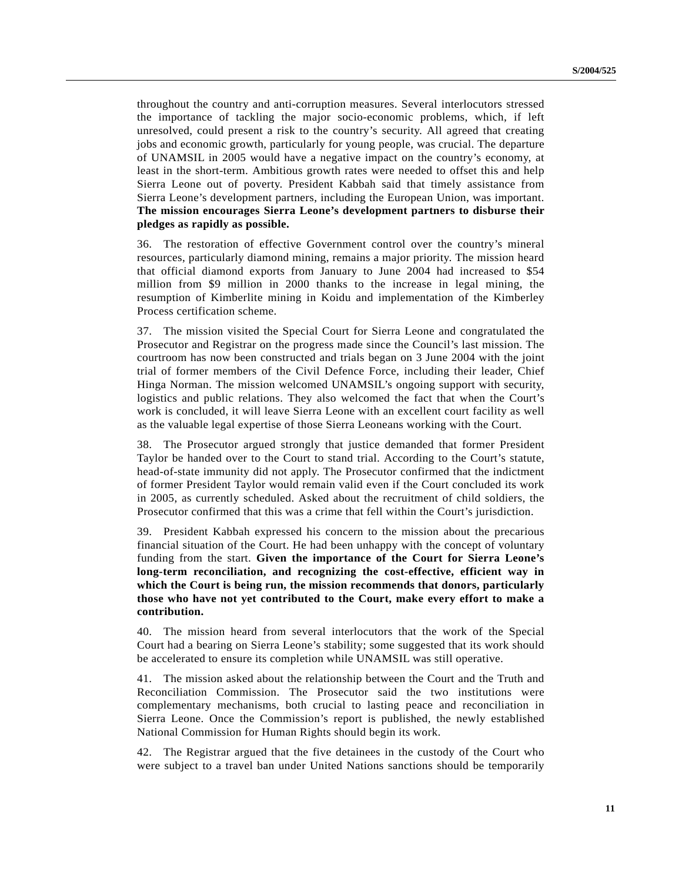throughout the country and anti-corruption measures. Several interlocutors stressed the importance of tackling the major socio-economic problems, which, if left unresolved, could present a risk to the country's security. All agreed that creating jobs and economic growth, particularly for young people, was crucial. The departure of UNAMSIL in 2005 would have a negative impact on the country's economy, at least in the short-term. Ambitious growth rates were needed to offset this and help Sierra Leone out of poverty. President Kabbah said that timely assistance from Sierra Leone's development partners, including the European Union, was important. **The mission encourages Sierra Leone's development partners to disburse their pledges as rapidly as possible.**

36. The restoration of effective Government control over the country's mineral resources, particularly diamond mining, remains a major priority. The mission heard that official diamond exports from January to June 2004 had increased to $54 million from $9 million in 2000 thanks to the increase in legal mining, the resumption of Kimberlite mining in Koidu and implementation of the Kimberley Process certification scheme.

37. The mission visited the Special Court for Sierra Leone and congratulated the Prosecutor and Registrar on the progress made since the Council's last mission. The courtroom has now been constructed and trials began on 3 June 2004 with the joint trial of former members of the Civil Defence Force, including their leader, Chief Hinga Norman. The mission welcomed UNAMSIL's ongoing support with security, logistics and public relations. They also welcomed the fact that when the Court's work is concluded, it will leave Sierra Leone with an excellent court facility as well as the valuable legal expertise of those Sierra Leoneans working with the Court.

38. The Prosecutor argued strongly that justice demanded that former President Taylor be handed over to the Court to stand trial. According to the Court's statute, head-of-state immunity did not apply. The Prosecutor confirmed that the indictment of former President Taylor would remain valid even if the Court concluded its work in 2005, as currently scheduled. Asked about the recruitment of child soldiers, the Prosecutor confirmed that this was a crime that fell within the Court's jurisdiction.

39. President Kabbah expressed his concern to the mission about the precarious financial situation of the Court. He had been unhappy with the concept of voluntary funding from the start. **Given the importance of the Court for Sierra Leone's long-term reconciliation, and recognizing the cost-effective, efficient way in which the Court is being run, the mission recommends that donors, particularly those who have not yet contributed to the Court, make every effort to make a contribution.**

40. The mission heard from several interlocutors that the work of the Special Court had a bearing on Sierra Leone's stability; some suggested that its work should be accelerated to ensure its completion while UNAMSIL was still operative.

41. The mission asked about the relationship between the Court and the Truth and Reconciliation Commission. The Prosecutor said the two institutions were complementary mechanisms, both crucial to lasting peace and reconciliation in Sierra Leone. Once the Commission's report is published, the newly established National Commission for Human Rights should begin its work.

42. The Registrar argued that the five detainees in the custody of the Court who were subject to a travel ban under United Nations sanctions should be temporarily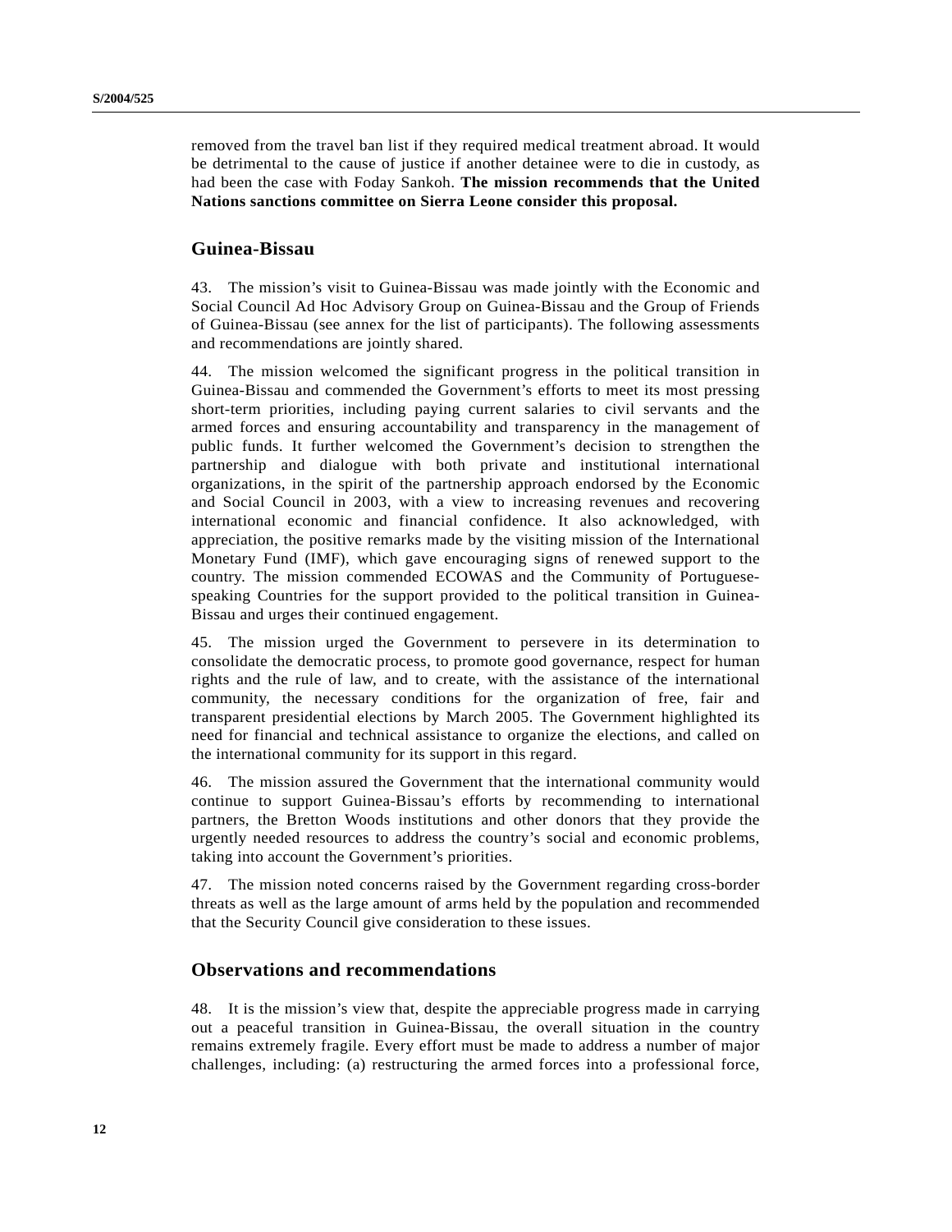removed from the travel ban list if they required medical treatment abroad. It would be detrimental to the cause of justice if another detainee were to die in custody, as had been the case with Foday Sankoh. **The mission recommends that the United Nations sanctions committee on Sierra Leone consider this proposal.**

## Guinea-Bissau

43. The mission's visit to Guinea-Bissau was made jointly with the Economic and Social Council Ad Hoc Advisory Group on Guinea-Bissau and the Group of Friends of Guinea-Bissau (see annex for the list of participants). The following assessments and recommendations are jointly shared.

44. The mission welcomed the significant progress in the political transition in Guinea-Bissau and commended the Government's efforts to meet its most pressing short-term priorities, including paying current salaries to civil servants and the armed forces and ensuring accountability and transparency in the management of public funds. It further welcomed the Government's decision to strengthen the partnership and dialogue with both private and institutional international organizations, in the spirit of the partnership approach endorsed by the Economic and Social Council in 2003, with a view to increasing revenues and recovering international economic and financial confidence. It also acknowledged, with appreciation, the positive remarks made by the visiting mission of the International Monetary Fund (IMF), which gave encouraging signs of renewed support to the country. The mission commended ECOWAS and the Community of Portuguese-speaking Countries for the support provided to the political transition in Guinea-Bissau and urges their continued engagement.

45. The mission urged the Government to persevere in its determination to consolidate the democratic process, to promote good governance, respect for human rights and the rule of law, and to create, with the assistance of the international community, the necessary conditions for the organization of free, fair and transparent presidential elections by March 2005. The Government highlighted its need for financial and technical assistance to organize the elections, and called on the international community for its support in this regard.

46. The mission assured the Government that the international community would continue to support Guinea-Bissau's efforts by recommending to international partners, the Bretton Woods institutions and other donors that they provide the urgently needed resources to address the country's social and economic problems, taking into account the Government's priorities.

47. The mission noted concerns raised by the Government regarding cross-border threats as well as the large amount of arms held by the population and recommended that the Security Council give consideration to these issues.

## Observations and recommendations

48. It is the mission's view that, despite the appreciable progress made in carrying out a peaceful transition in Guinea-Bissau, the overall situation in the country remains extremely fragile. Every effort must be made to address a number of major challenges, including: (a) restructuring the armed forces into a professional force,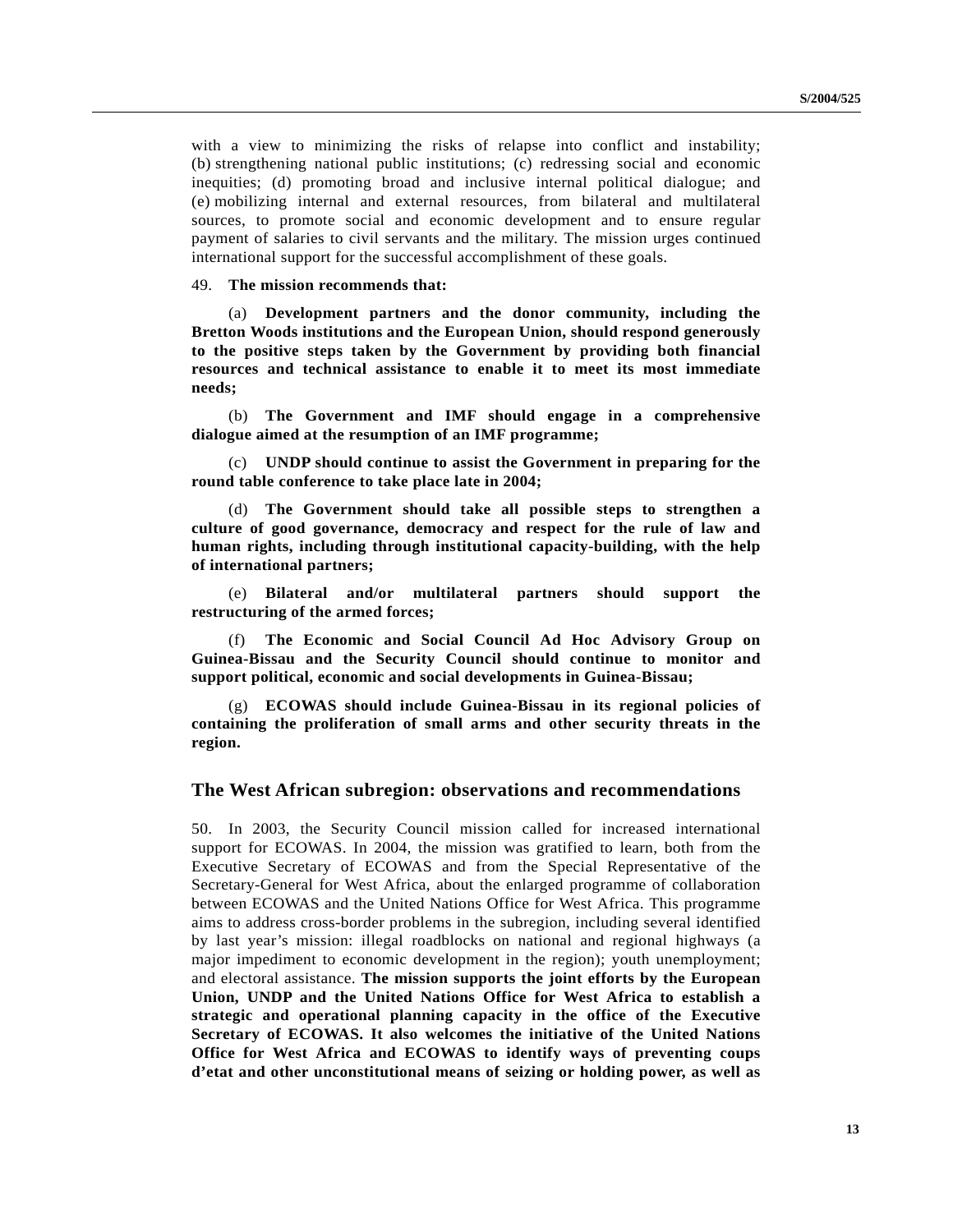with a view to minimizing the risks of relapse into conflict and instability; (b) strengthening national public institutions; (c) redressing social and economic inequities; (d) promoting broad and inclusive internal political dialogue; and (e) mobilizing internal and external resources, from bilateral and multilateral sources, to promote social and economic development and to ensure regular payment of salaries to civil servants and the military. The mission urges continued international support for the successful accomplishment of these goals.

49. **The mission recommends that:**

(a) **Development partners and the donor community, including the Bretton Woods institutions and the European Union, should respond generously to the positive steps taken by the Government by providing both financial resources and technical assistance to enable it to meet its most immediate needs;**

(b) **The Government and IMF should engage in a comprehensive dialogue aimed at the resumption of an IMF programme;**

(c) **UNDP should continue to assist the Government in preparing for the round table conference to take place late in 2004;**

(d) **The Government should take all possible steps to strengthen a culture of good governance, democracy and respect for the rule of law and human rights, including through institutional capacity-building, with the help of international partners;**

(e) **Bilateral and/or multilateral partners should support the restructuring of the armed forces;**

(f) **The Economic and Social Council Ad Hoc Advisory Group on Guinea-Bissau and the Security Council should continue to monitor and support political, economic and social developments in Guinea-Bissau;**

(g) **ECOWAS should include Guinea-Bissau in its regional policies of containing the proliferation of small arms and other security threats in the region.**

## The West African subregion: observations and recommendations

50. In 2003, the Security Council mission called for increased international support for ECOWAS. In 2004, the mission was gratified to learn, both from the Executive Secretary of ECOWAS and from the Special Representative of the Secretary-General for West Africa, about the enlarged programme of collaboration between ECOWAS and the United Nations Office for West Africa. This programme aims to address cross-border problems in the subregion, including several identified by last year's mission: illegal roadblocks on national and regional highways (a major impediment to economic development in the region); youth unemployment; and electoral assistance. **The mission supports the joint efforts by the European Union, UNDP and the United Nations Office for West Africa to establish a strategic and operational planning capacity in the office of the Executive Secretary of ECOWAS. It also welcomes the initiative of the United Nations Office for West Africa and ECOWAS to identify ways of preventing coups d'etat and other unconstitutional means of seizing or holding power, as well as**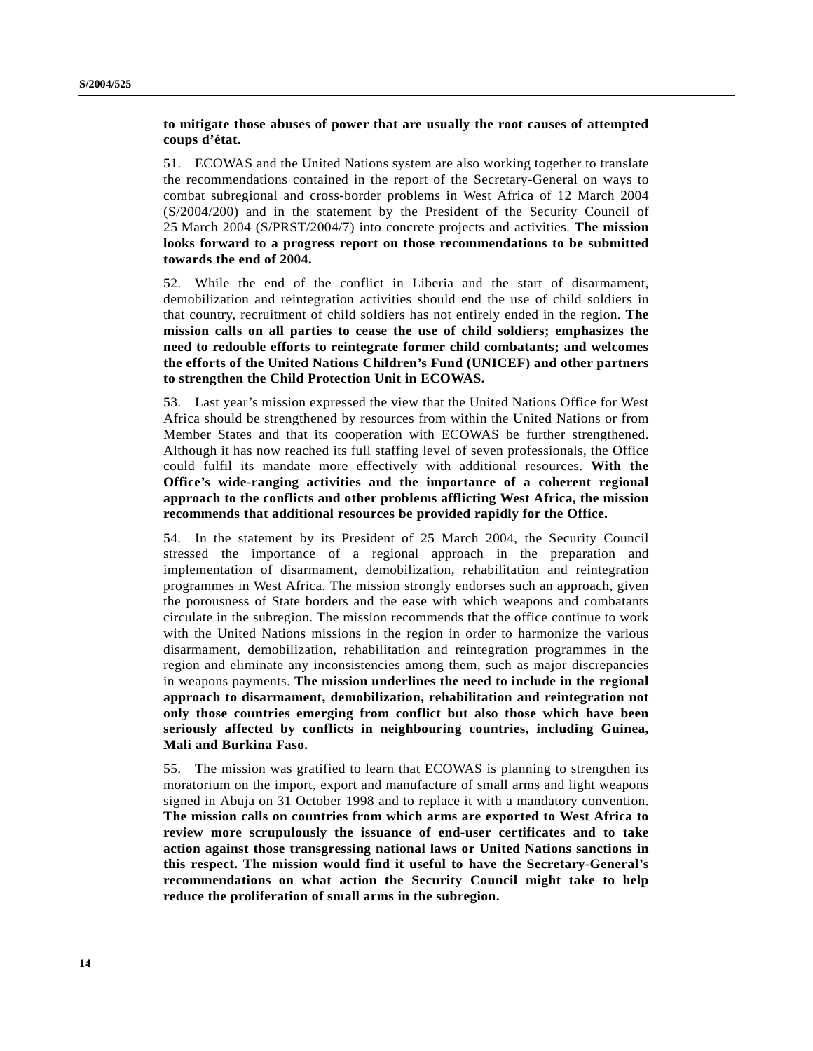**to mitigate those abuses of power that are usually the root causes of attempted coups d'état.**

51. ECOWAS and the United Nations system are also working together to translate the recommendations contained in the report of the Secretary-General on ways to combat subregional and cross-border problems in West Africa of 12 March 2004 (S/2004/200) and in the statement by the President of the Security Council of 25 March 2004 (S/PRST/2004/7) into concrete projects and activities. **The mission looks forward to a progress report on those recommendations to be submitted towards the end of 2004.**

52. While the end of the conflict in Liberia and the start of disarmament, demobilization and reintegration activities should end the use of child soldiers in that country, recruitment of child soldiers has not entirely ended in the region. **The mission calls on all parties to cease the use of child soldiers; emphasizes the need to redouble efforts to reintegrate former child combatants; and welcomes the efforts of the United Nations Children's Fund (UNICEF) and other partners to strengthen the Child Protection Unit in ECOWAS.**

53. Last year's mission expressed the view that the United Nations Office for West Africa should be strengthened by resources from within the United Nations or from Member States and that its cooperation with ECOWAS be further strengthened. Although it has now reached its full staffing level of seven professionals, the Office could fulfil its mandate more effectively with additional resources. **With the Office's wide-ranging activities and the importance of a coherent regional approach to the conflicts and other problems afflicting West Africa, the mission recommends that additional resources be provided rapidly for the Office.**

54. In the statement by its President of 25 March 2004, the Security Council stressed the importance of a regional approach in the preparation and implementation of disarmament, demobilization, rehabilitation and reintegration programmes in West Africa. The mission strongly endorses such an approach, given the porousness of State borders and the ease with which weapons and combatants circulate in the subregion. The mission recommends that the office continue to work with the United Nations missions in the region in order to harmonize the various disarmament, demobilization, rehabilitation and reintegration programmes in the region and eliminate any inconsistencies among them, such as major discrepancies in weapons payments. **The mission underlines the need to include in the regional approach to disarmament, demobilization, rehabilitation and reintegration not only those countries emerging from conflict but also those which have been seriously affected by conflicts in neighbouring countries, including Guinea, Mali and Burkina Faso.**

55. The mission was gratified to learn that ECOWAS is planning to strengthen its moratorium on the import, export and manufacture of small arms and light weapons signed in Abuja on 31 October 1998 and to replace it with a mandatory convention. **The mission calls on countries from which arms are exported to West Africa to review more scrupulously the issuance of end-user certificates and to take action against those transgressing national laws or United Nations sanctions in this respect. The mission would find it useful to have the Secretary-General's recommendations on what action the Security Council might take to help reduce the proliferation of small arms in the subregion.**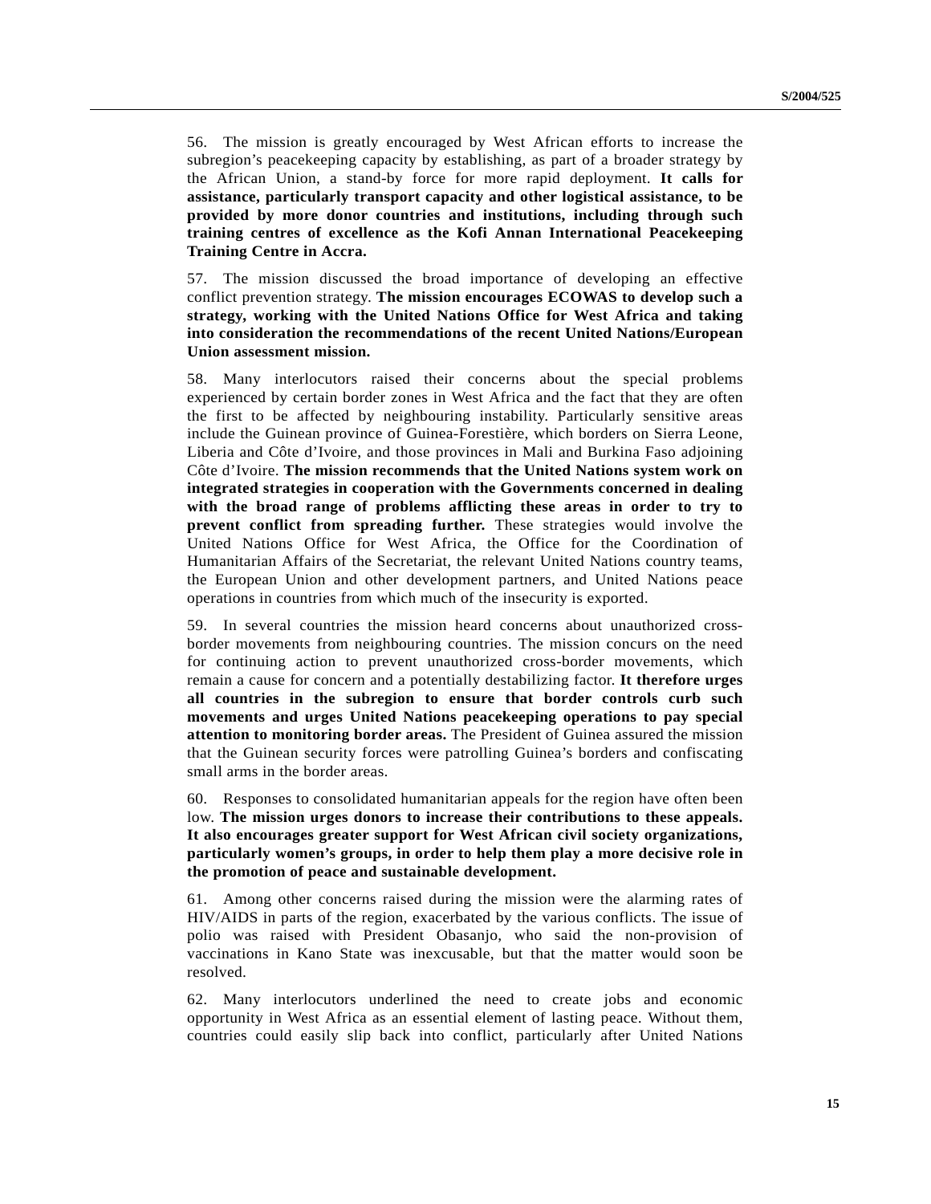56. The mission is greatly encouraged by West African efforts to increase the subregion's peacekeeping capacity by establishing, as part of a broader strategy by the African Union, a stand-by force for more rapid deployment. **It calls for assistance, particularly transport capacity and other logistical assistance, to be provided by more donor countries and institutions, including through such training centres of excellence as the Kofi Annan International Peacekeeping Training Centre in Accra.**

57. The mission discussed the broad importance of developing an effective conflict prevention strategy. **The mission encourages ECOWAS to develop such a strategy, working with the United Nations Office for West Africa and taking into consideration the recommendations of the recent United Nations/European Union assessment mission.**

58. Many interlocutors raised their concerns about the special problems experienced by certain border zones in West Africa and the fact that they are often the first to be affected by neighbouring instability. Particularly sensitive areas include the Guinean province of Guinea-Forestière, which borders on Sierra Leone, Liberia and Côte d'Ivoire, and those provinces in Mali and Burkina Faso adjoining Côte d'Ivoire. **The mission recommends that the United Nations system work on integrated strategies in cooperation with the Governments concerned in dealing with the broad range of problems afflicting these areas in order to try to prevent conflict from spreading further.** These strategies would involve the United Nations Office for West Africa, the Office for the Coordination of Humanitarian Affairs of the Secretariat, the relevant United Nations country teams, the European Union and other development partners, and United Nations peace operations in countries from which much of the insecurity is exported.

59. In several countries the mission heard concerns about unauthorized cross-border movements from neighbouring countries. The mission concurs on the need for continuing action to prevent unauthorized cross-border movements, which remain a cause for concern and a potentially destabilizing factor. **It therefore urges all countries in the subregion to ensure that border controls curb such movements and urges United Nations peacekeeping operations to pay special attention to monitoring border areas.** The President of Guinea assured the mission that the Guinean security forces were patrolling Guinea's borders and confiscating small arms in the border areas.

60. Responses to consolidated humanitarian appeals for the region have often been low. **The mission urges donors to increase their contributions to these appeals. It also encourages greater support for West African civil society organizations, particularly women's groups, in order to help them play a more decisive role in the promotion of peace and sustainable development.**

61. Among other concerns raised during the mission were the alarming rates of HIV/AIDS in parts of the region, exacerbated by the various conflicts. The issue of polio was raised with President Obasanjo, who said the non-provision of vaccinations in Kano State was inexcusable, but that the matter would soon be resolved.

62. Many interlocutors underlined the need to create jobs and economic opportunity in West Africa as an essential element of lasting peace. Without them, countries could easily slip back into conflict, particularly after United Nations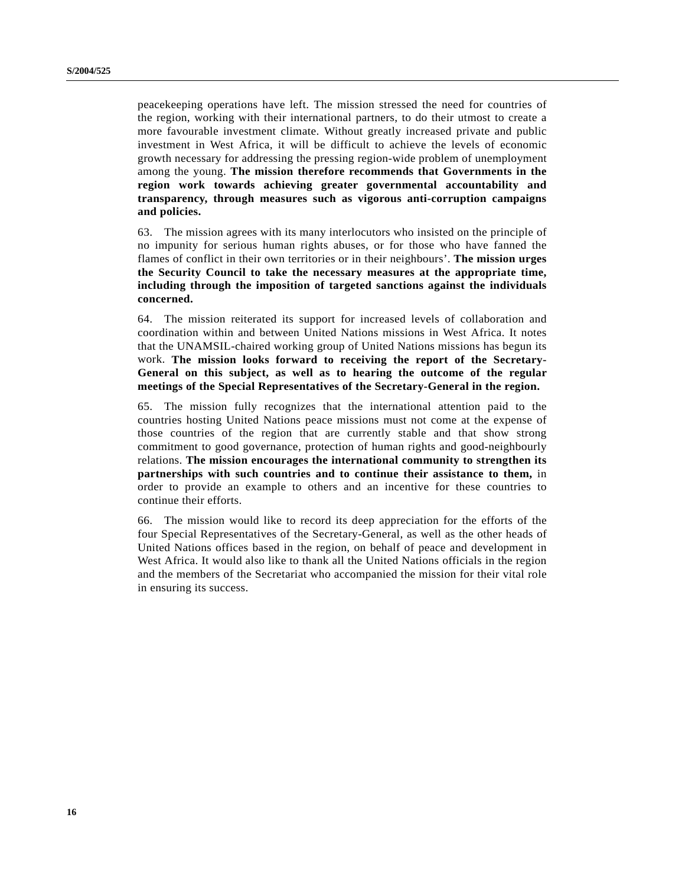peacekeeping operations have left. The mission stressed the need for countries of the region, working with their international partners, to do their utmost to create a more favourable investment climate. Without greatly increased private and public investment in West Africa, it will be difficult to achieve the levels of economic growth necessary for addressing the pressing region-wide problem of unemployment among the young. **The mission therefore recommends that Governments in the region work towards achieving greater governmental accountability and transparency, through measures such as vigorous anti-corruption campaigns and policies.**

63. The mission agrees with its many interlocutors who insisted on the principle of no impunity for serious human rights abuses, or for those who have fanned the flames of conflict in their own territories or in their neighbours'. **The mission urges the Security Council to take the necessary measures at the appropriate time, including through the imposition of targeted sanctions against the individuals concerned.**

64. The mission reiterated its support for increased levels of collaboration and coordination within and between United Nations missions in West Africa. It notes that the UNAMSIL-chaired working group of United Nations missions has begun its work. **The mission looks forward to receiving the report of the Secretary-General on this subject, as well as to hearing the outcome of the regular meetings of the Special Representatives of the Secretary-General in the region.**

65. The mission fully recognizes that the international attention paid to the countries hosting United Nations peace missions must not come at the expense of those countries of the region that are currently stable and that show strong commitment to good governance, protection of human rights and good-neighbourly relations. **The mission encourages the international community to strengthen its partnerships with such countries and to continue their assistance to them,** in order to provide an example to others and an incentive for these countries to continue their efforts.

66. The mission would like to record its deep appreciation for the efforts of the four Special Representatives of the Secretary-General, as well as the other heads of United Nations offices based in the region, on behalf of peace and development in West Africa. It would also like to thank all the United Nations officials in the region and the members of the Secretariat who accompanied the mission for their vital role in ensuring its success.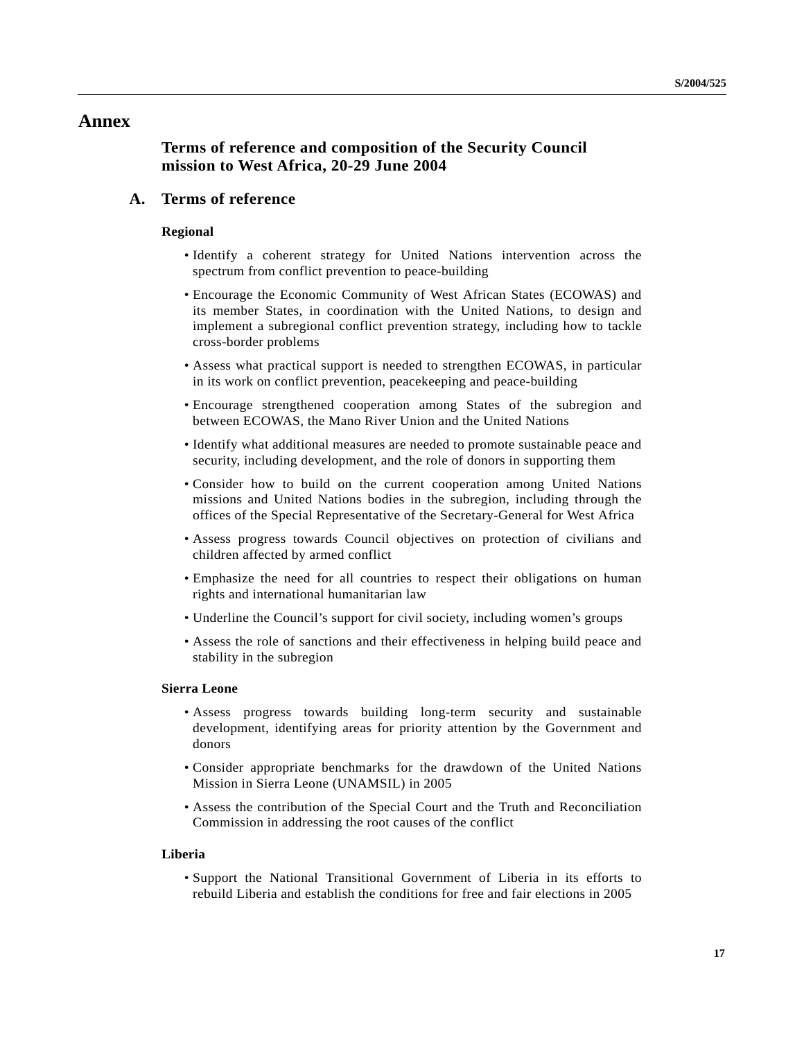# Annex

## Terms of reference and composition of the Security Council mission to West Africa, 20-29 June 2004

### A. Terms of reference

**Regional**

- Identify a coherent strategy for United Nations intervention across the spectrum from conflict prevention to peace-building
- Encourage the Economic Community of West African States (ECOWAS) and its member States, in coordination with the United Nations, to design and implement a subregional conflict prevention strategy, including how to tackle cross-border problems
- Assess what practical support is needed to strengthen ECOWAS, in particular in its work on conflict prevention, peacekeeping and peace-building
- Encourage strengthened cooperation among States of the subregion and between ECOWAS, the Mano River Union and the United Nations
- Identify what additional measures are needed to promote sustainable peace and security, including development, and the role of donors in supporting them
- Consider how to build on the current cooperation among United Nations missions and United Nations bodies in the subregion, including through the offices of the Special Representative of the Secretary-General for West Africa
- Assess progress towards Council objectives on protection of civilians and children affected by armed conflict
- Emphasize the need for all countries to respect their obligations on human rights and international humanitarian law
- Underline the Council's support for civil society, including women's groups
- Assess the role of sanctions and their effectiveness in helping build peace and stability in the subregion

**Sierra Leone**

- Assess progress towards building long-term security and sustainable development, identifying areas for priority attention by the Government and donors
- Consider appropriate benchmarks for the drawdown of the United Nations Mission in Sierra Leone (UNAMSIL) in 2005
- Assess the contribution of the Special Court and the Truth and Reconciliation Commission in addressing the root causes of the conflict

**Liberia**

- Support the National Transitional Government of Liberia in its efforts to rebuild Liberia and establish the conditions for free and fair elections in 2005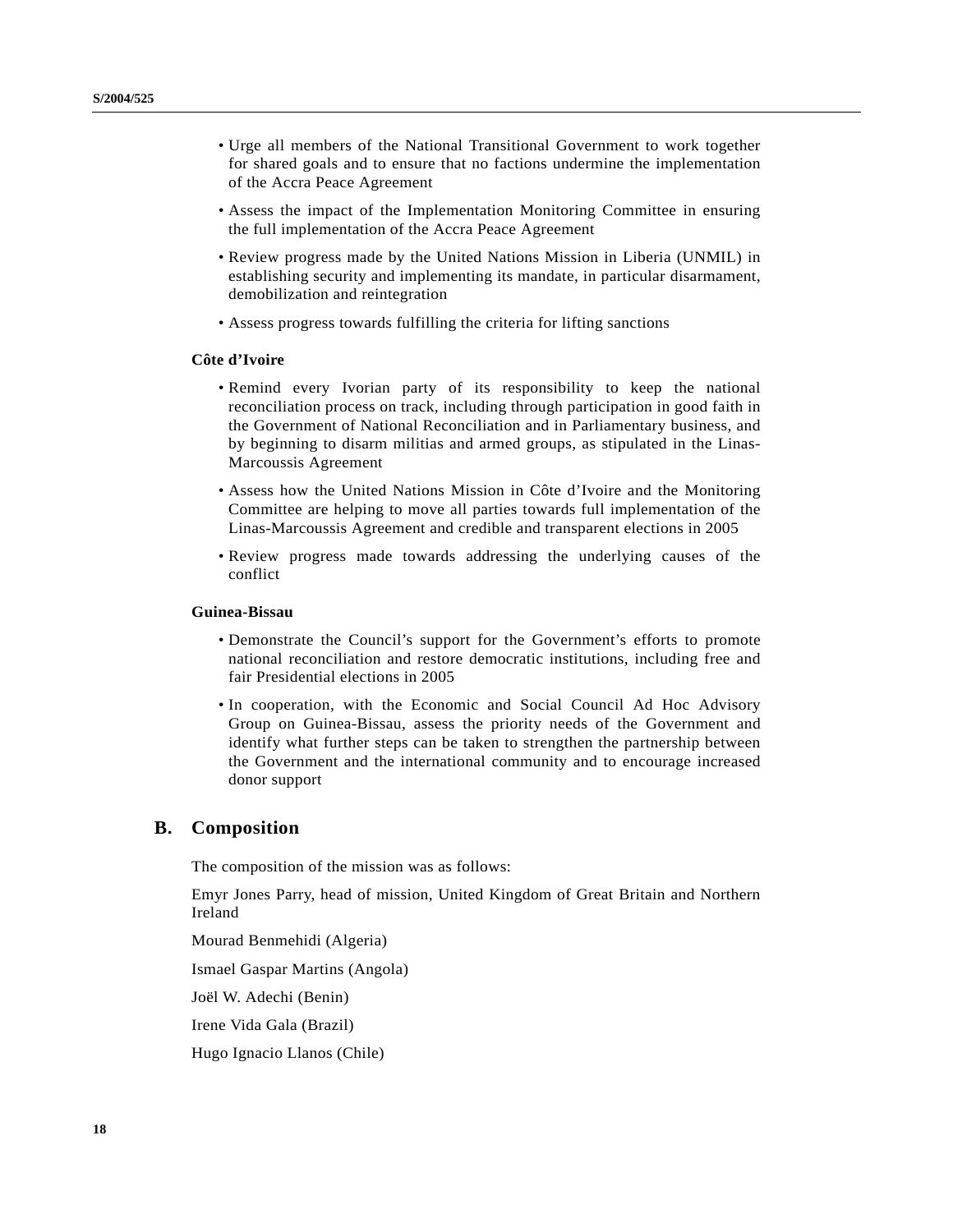- Urge all members of the National Transitional Government to work together for shared goals and to ensure that no factions undermine the implementation of the Accra Peace Agreement
- Assess the impact of the Implementation Monitoring Committee in ensuring the full implementation of the Accra Peace Agreement
- Review progress made by the United Nations Mission in Liberia (UNMIL) in establishing security and implementing its mandate, in particular disarmament, demobilization and reintegration
- Assess progress towards fulfilling the criteria for lifting sanctions

**Côte d'Ivoire**

- Remind every Ivorian party of its responsibility to keep the national reconciliation process on track, including through participation in good faith in the Government of National Reconciliation and in Parliamentary business, and by beginning to disarm militias and armed groups, as stipulated in the Linas-Marcoussis Agreement
- Assess how the United Nations Mission in Côte d'Ivoire and the Monitoring Committee are helping to move all parties towards full implementation of the Linas-Marcoussis Agreement and credible and transparent elections in 2005
- Review progress made towards addressing the underlying causes of the conflict

**Guinea-Bissau**

- Demonstrate the Council's support for the Government's efforts to promote national reconciliation and restore democratic institutions, including free and fair Presidential elections in 2005
- In cooperation, with the Economic and Social Council Ad Hoc Advisory Group on Guinea-Bissau, assess the priority needs of the Government and identify what further steps can be taken to strengthen the partnership between the Government and the international community and to encourage increased donor support

## B. Composition

The composition of the mission was as follows:

Emyr Jones Parry, head of mission, United Kingdom of Great Britain and Northern Ireland

Mourad Benmehidi (Algeria)

Ismael Gaspar Martins (Angola)

Joël W. Adechi (Benin)

Irene Vida Gala (Brazil)

Hugo Ignacio Llanos (Chile)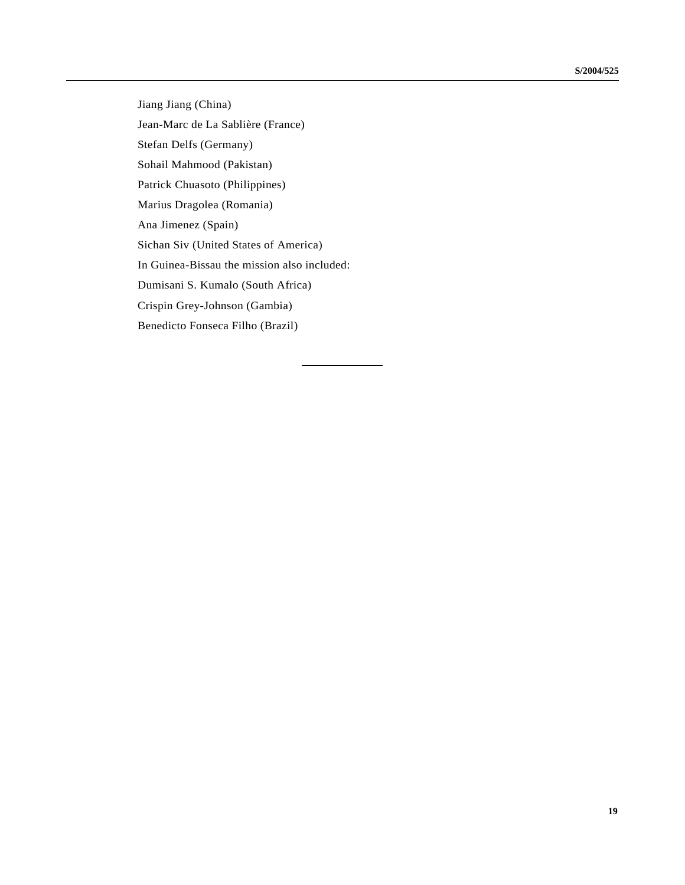Jiang Jiang (China)

Jean-Marc de La Sablière (France)

Stefan Delfs (Germany)

Sohail Mahmood (Pakistan)

Patrick Chuasoto (Philippines)

Marius Dragolea (Romania)

Ana Jimenez (Spain)

Sichan Siv (United States of America)

In Guinea-Bissau the mission also included:

Dumisani S. Kumalo (South Africa)

Crispin Grey-Johnson (Gambia)

Benedicto Fonseca Filho (Brazil)